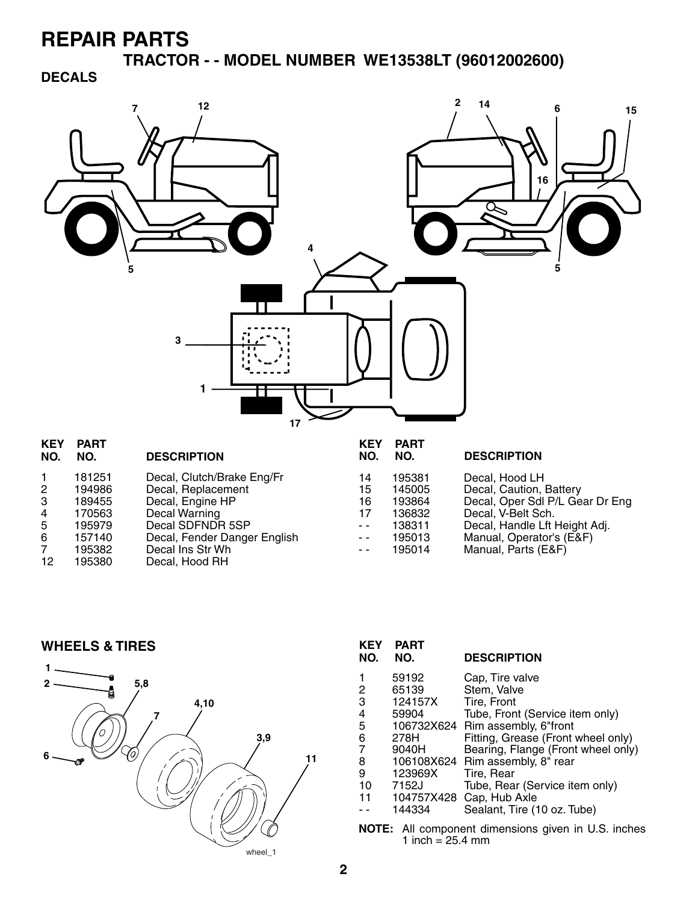# REPAIR PARTS

## TRACTOR - - MODEL NUMBER WE13538LT (96012002600)

### DECALS

| KEY NO. | PART NO. | DESCRIPTION |
|---|---|---|
| 1 | 181251 | Decal, Clutch/Brake Eng/Fr |
| 2 | 194986 | Decal, Replacement |
| 3 | 189455 | Decal, Engine HP |
| 4 | 170563 | Decal Warning |
| 5 | 195979 | Decal SDFNDR 5SP |
| 6 | 157140 | Decal, Fender Danger English |
| 7 | 195382 | Decal Ins Str Wh |
| 12 | 195380 | Decal, Hood RH |
| 14 | 195381 | Decal, Hood LH |
| 15 | 145005 | Decal, Caution, Battery |
| 16 | 193864 | Decal, Oper Sdl P/L Gear Dr Eng |
| 17 | 136832 | Decal, V-Belt Sch. |
| - - | 138311 | Decal, Handle Lft Height Adj. |
| - - | 195013 | Manual, Operator's (E&F) |
| - - | 195014 | Manual, Parts (E&F) |

### WHEELS & TIRES

| KEY NO. | PART NO. | DESCRIPTION |
|---|---|---|
| 1 | 59192 | Cap, Tire valve |
| 2 | 65139 | Stem, Valve |
| 3 | 124157X | Tire, Front |
| 4 | 59904 | Tube, Front (Service item only) |
| 5 | 106732X624 | Rim assembly, 6"front |
| 6 | 278H | Fitting, Grease (Front wheel only) |
| 7 | 9040H | Bearing, Flange (Front wheel only) |
| 8 | 106108X624 | Rim assembly, 8" rear |
| 9 | 123969X | Tire, Rear |
| 10 | 7152J | Tube, Rear (Service item only) |
| 11 | 104757X428 | Cap, Hub Axle |
| - - | 144334 | Sealant, Tire (10 oz. Tube) |

**NOTE:** All component dimensions given in U.S. inches
1 inch = 25.4 mm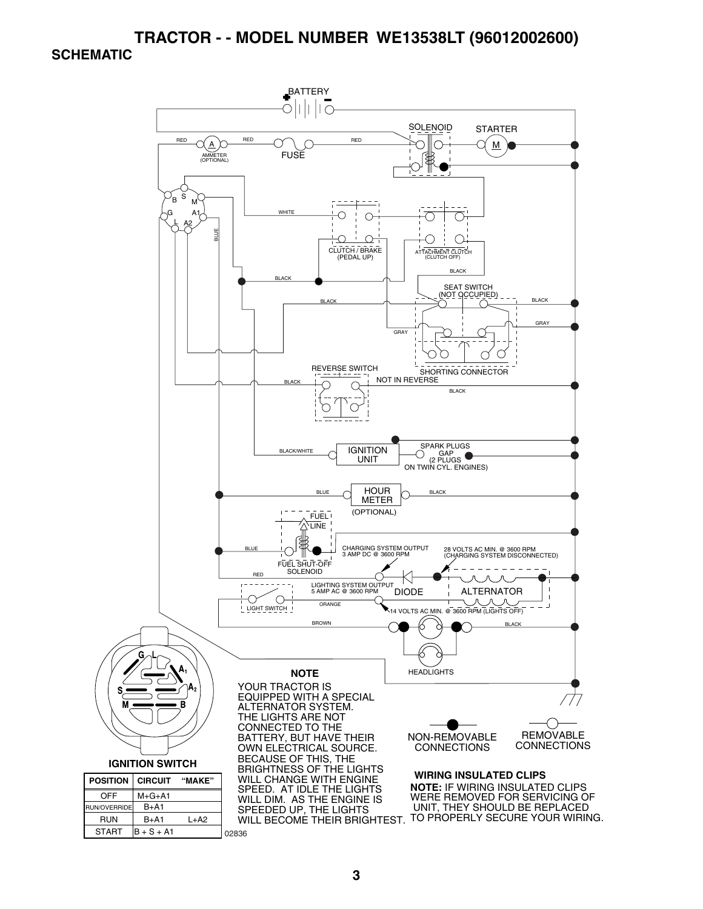# TRACTOR - - MODEL NUMBER WE13538LT (96012002600)

## SCHEMATIC

BATTERY

SOLENOID

STARTER

RED

AMMETER (OPTIONAL)

FUSE

WHITE

BLUE

CLUTCH / BRAKE (PEDAL UP)

ATTACHMENT CLUTCH (CLUTCH OFF)

BLACK

SEAT SWITCH (NOT OCCUPIED)

GRAY

SHORTING CONNECTOR

REVERSE SWITCH

NOT IN REVERSE

BLACK/WHITE

IGNITION UNIT

SPARK PLUGS GAP (2 PLUGS ON TWIN CYL. ENGINES)

HOUR METER (OPTIONAL)

FUEL LINE

FUEL SHUT-OFF SOLENOID

CHARGING SYSTEM OUTPUT 3 AMP DC @ 3600 RPM

28 VOLTS AC MIN. @ 3600 RPM (CHARGING SYSTEM DISCONNECTED)

LIGHTING SYSTEM OUTPUT 5 AMP AC @ 3600 RPM

DIODE

ALTERNATOR

LIGHT SWITCH

ORANGE

14 VOLTS AC MIN. @ 3600 RPM (LIGHTS OFF)

BROWN

HEADLIGHTS

**IGNITION SWITCH**

| POSITION | CIRCUIT | "MAKE" |
|---|---|---|
| OFF | M+G+A1 | |
| RUN/OVERRIDE | B+A1 | |
| RUN | B+A1 | L+A2 |
| START | B + S + A1 | |

02836

**NOTE**

YOUR TRACTOR IS EQUIPPED WITH A SPECIAL ALTERNATOR SYSTEM. THE LIGHTS ARE NOT CONNECTED TO THE BATTERY, BUT HAVE THEIR OWN ELECTRICAL SOURCE. BECAUSE OF THIS, THE BRIGHTNESS OF THE LIGHTS WILL CHANGE WITH ENGINE SPEED. AT IDLE THE LIGHTS WILL DIM. AS THE ENGINE IS SPEEDED UP, THE LIGHTS WILL BECOME THEIR BRIGHTEST.

NON-REMOVABLE CONNECTIONS

REMOVABLE CONNECTIONS

**WIRING INSULATED CLIPS**

**NOTE:** IF WIRING INSULATED CLIPS WERE REMOVED FOR SERVICING OF UNIT, THEY SHOULD BE REPLACED TO PROPERLY SECURE YOUR WIRING.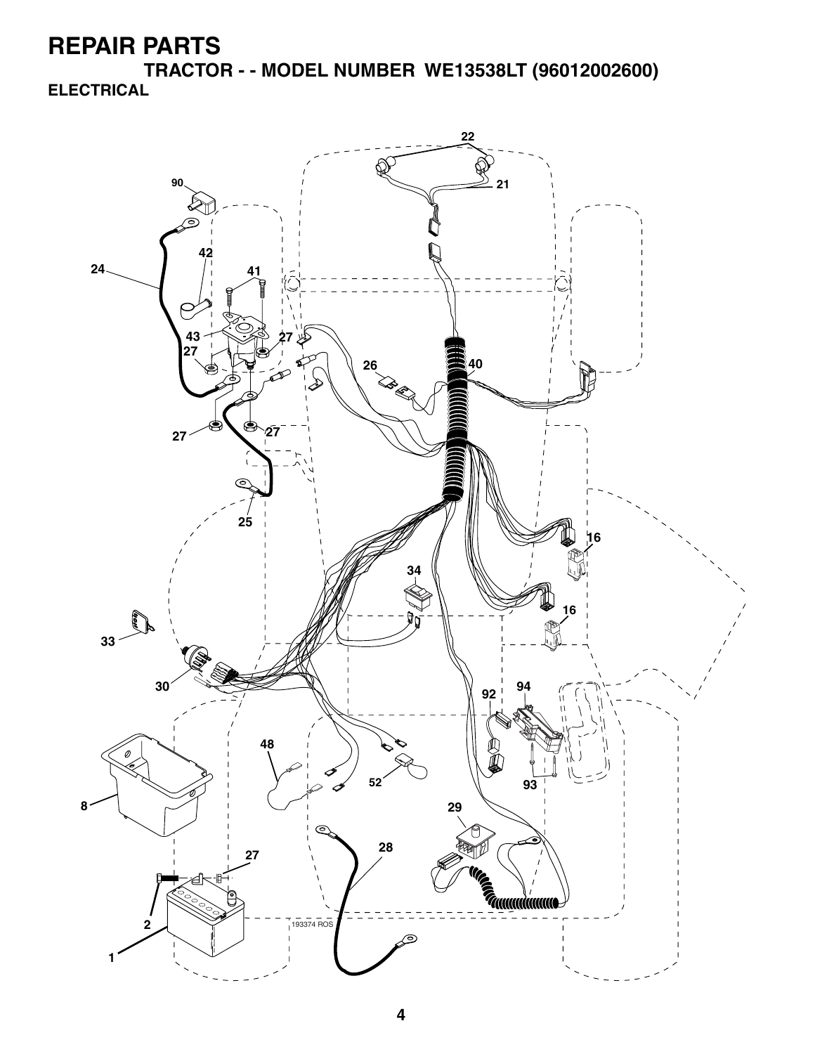# REPAIR PARTS

## TRACTOR - - MODEL NUMBER WE13538LT (96012002600)

### ELECTRICAL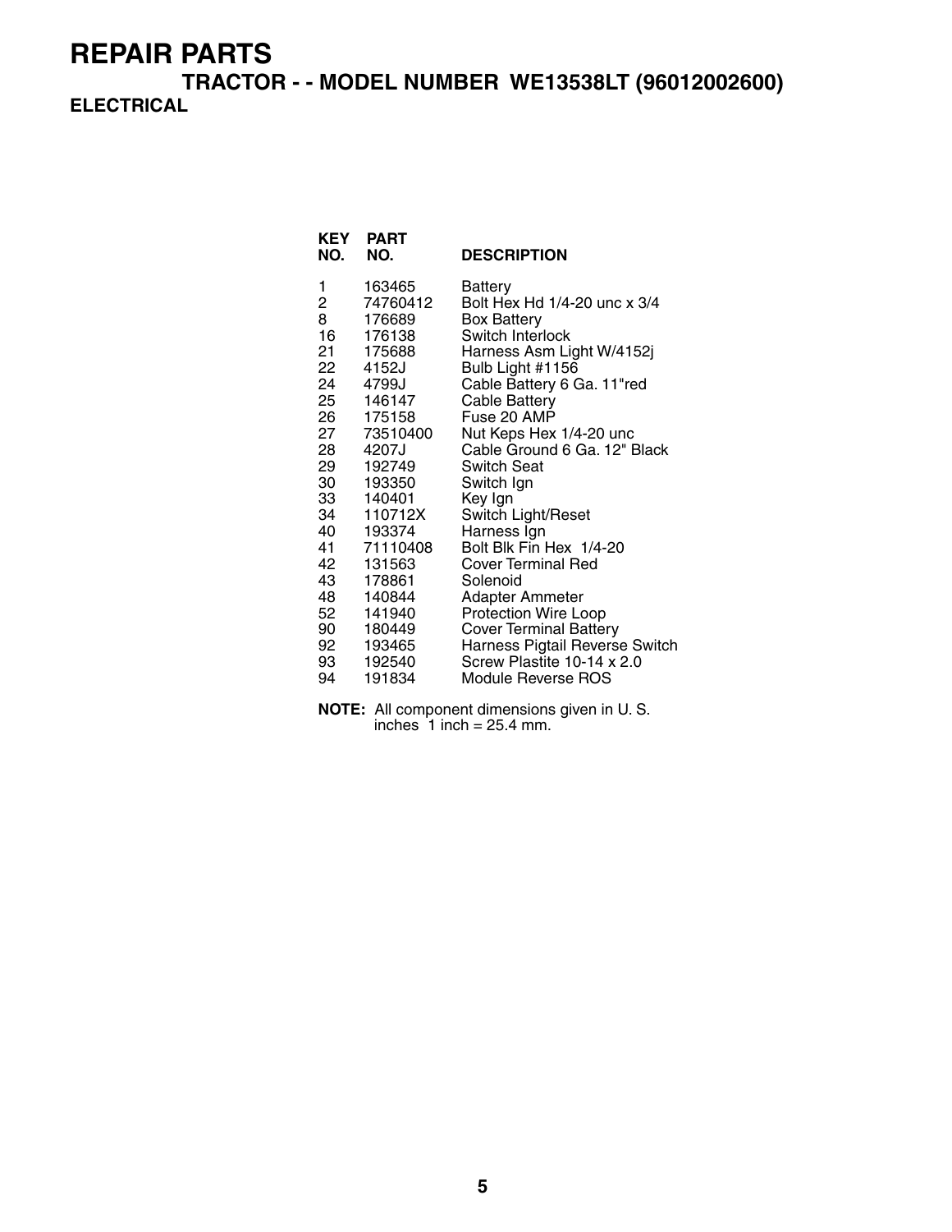# REPAIR PARTS

## TRACTOR - - MODEL NUMBER WE13538LT (96012002600)

### ELECTRICAL

| KEY NO. | PART NO. | DESCRIPTION |
|---|---|---|
| 1 | 163465 | Battery |
| 2 | 74760412 | Bolt Hex Hd 1/4-20 unc x 3/4 |
| 8 | 176689 | Box Battery |
| 16 | 176138 | Switch Interlock |
| 21 | 175688 | Harness Asm Light W/4152j |
| 22 | 4152J | Bulb Light #1156 |
| 24 | 4799J | Cable Battery 6 Ga. 11"red |
| 25 | 146147 | Cable Battery |
| 26 | 175158 | Fuse 20 AMP |
| 27 | 73510400 | Nut Keps Hex 1/4-20 unc |
| 28 | 4207J | Cable Ground 6 Ga. 12" Black |
| 29 | 192749 | Switch Seat |
| 30 | 193350 | Switch Ign |
| 33 | 140401 | Key Ign |
| 34 | 110712X | Switch Light/Reset |
| 40 | 193374 | Harness Ign |
| 41 | 71110408 | Bolt Blk Fin Hex 1/4-20 |
| 42 | 131563 | Cover Terminal Red |
| 43 | 178861 | Solenoid |
| 48 | 140844 | Adapter Ammeter |
| 52 | 141940 | Protection Wire Loop |
| 90 | 180449 | Cover Terminal Battery |
| 92 | 193465 | Harness Pigtail Reverse Switch |
| 93 | 192540 | Screw Plastite 10-14 x 2.0 |
| 94 | 191834 | Module Reverse ROS |

**NOTE:** All component dimensions given in U. S. inches 1 inch = 25.4 mm.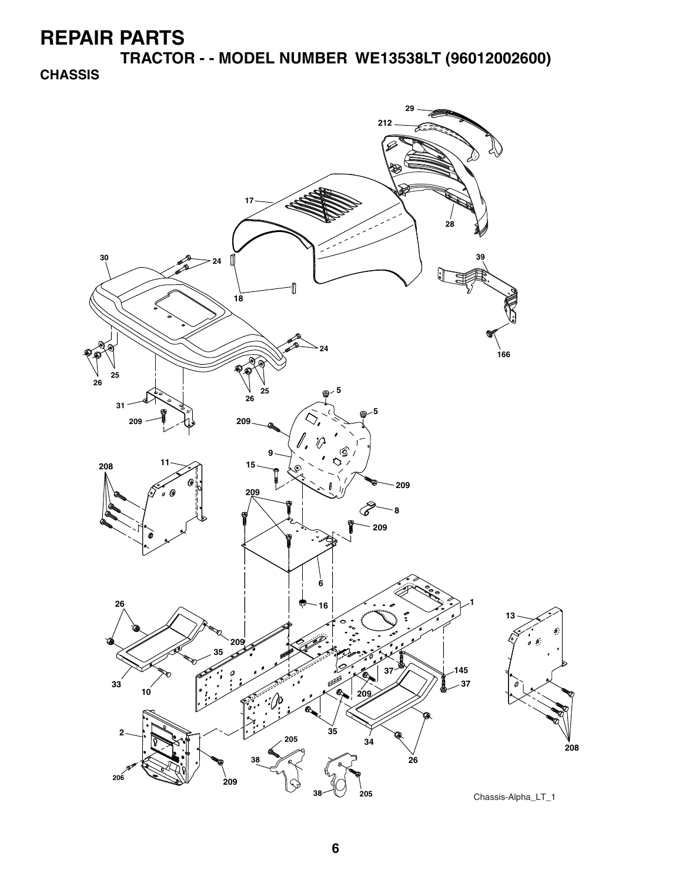# REPAIR PARTS

## TRACTOR - - MODEL NUMBER WE13538LT (96012002600)

### CHASSIS

Chassis-Alpha_LT_1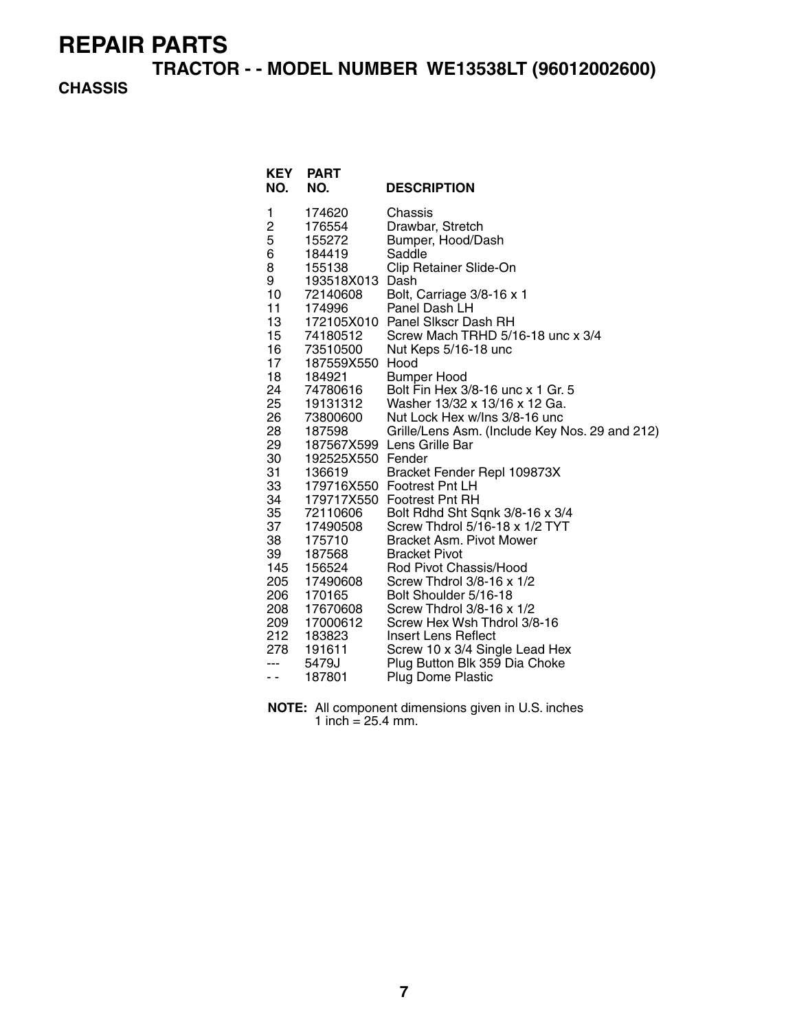# REPAIR PARTS

## TRACTOR - - MODEL NUMBER WE13538LT (96012002600)

### CHASSIS

| KEY NO. | PART NO. | DESCRIPTION |
|---|---|---|
| 1 | 174620 | Chassis |
| 2 | 176554 | Drawbar, Stretch |
| 5 | 155272 | Bumper, Hood/Dash |
| 6 | 184419 | Saddle |
| 8 | 155138 | Clip Retainer Slide-On |
| 9 | 193518X013 | Dash |
| 10 | 72140608 | Bolt, Carriage 3/8-16 x 1 |
| 11 | 174996 | Panel Dash LH |
| 13 | 172105X010 | Panel Slkscr Dash RH |
| 15 | 74180512 | Screw Mach TRHD 5/16-18 unc x 3/4 |
| 16 | 73510500 | Nut Keps 5/16-18 unc |
| 17 | 187559X550 | Hood |
| 18 | 184921 | Bumper Hood |
| 24 | 74780616 | Bolt Fin Hex 3/8-16 unc x 1 Gr. 5 |
| 25 | 19131312 | Washer 13/32 x 13/16 x 12 Ga. |
| 26 | 73800600 | Nut Lock Hex w/Ins 3/8-16 unc |
| 28 | 187598 | Grille/Lens Asm. (Include Key Nos. 29 and 212) |
| 29 | 187567X599 | Lens Grille Bar |
| 30 | 192525X550 | Fender |
| 31 | 136619 | Bracket Fender Repl 109873X |
| 33 | 179716X550 | Footrest Pnt LH |
| 34 | 179717X550 | Footrest Pnt RH |
| 35 | 72110606 | Bolt Rdhd Sht Sqnk 3/8-16 x 3/4 |
| 37 | 17490508 | Screw Thdrol 5/16-18 x 1/2 TYT |
| 38 | 175710 | Bracket Asm. Pivot Mower |
| 39 | 187568 | Bracket Pivot |
| 145 | 156524 | Rod Pivot Chassis/Hood |
| 205 | 17490608 | Screw Thdrol 3/8-16 x 1/2 |
| 206 | 170165 | Bolt Shoulder 5/16-18 |
| 208 | 17670608 | Screw Thdrol 3/8-16 x 1/2 |
| 209 | 17000612 | Screw Hex Wsh Thdrol 3/8-16 |
| 212 | 183823 | Insert Lens Reflect |
| 278 | 191611 | Screw 10 x 3/4 Single Lead Hex |
| --- | 5479J | Plug Button Blk 359 Dia Choke |
| - - | 187801 | Plug Dome Plastic |

**NOTE:** All component dimensions given in U.S. inches
1 inch = 25.4 mm.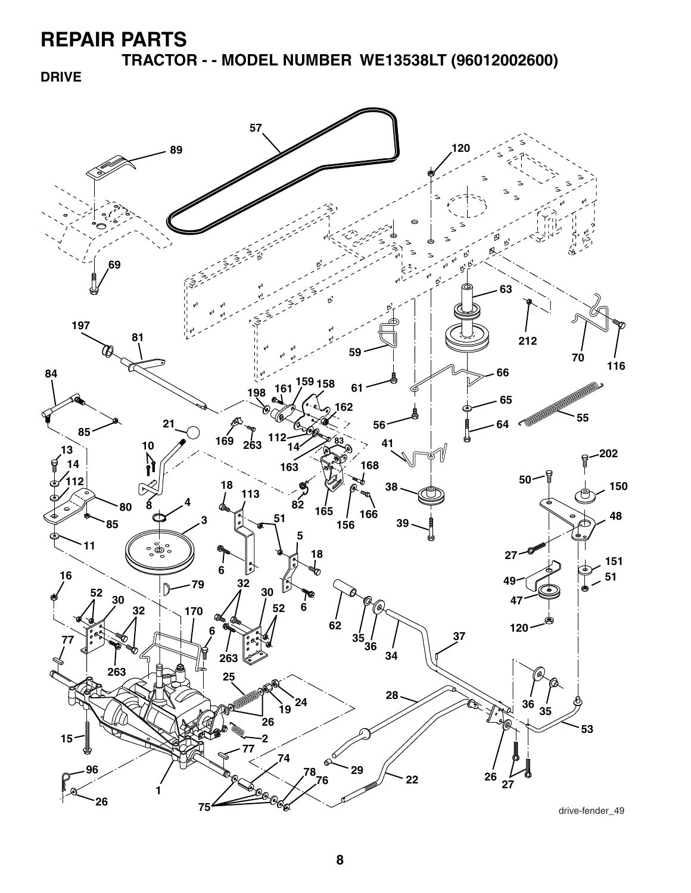# REPAIR PARTS

## TRACTOR - - MODEL NUMBER WE13538LT (96012002600)

### DRIVE

drive-fender_49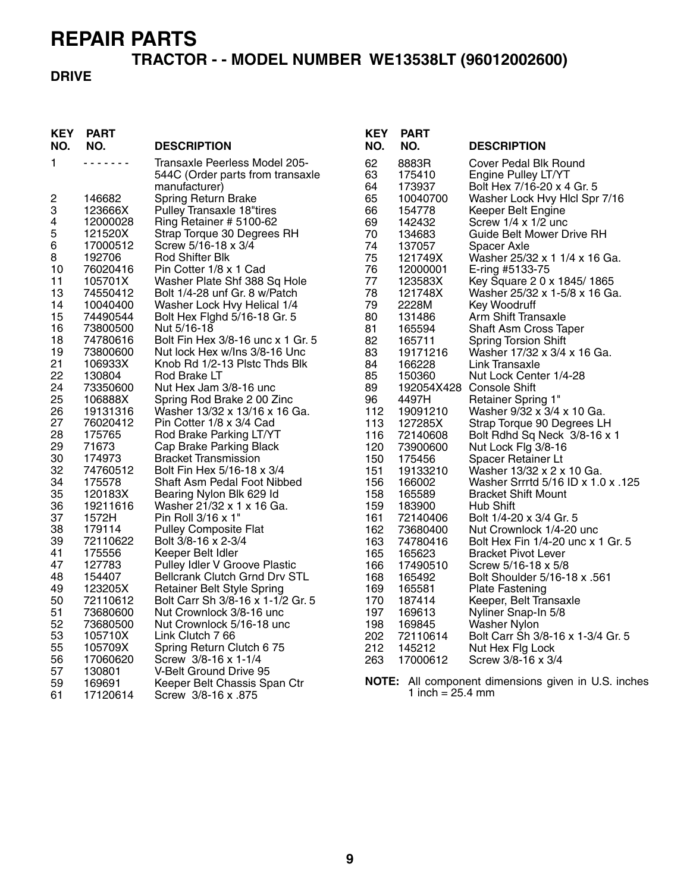# REPAIR PARTS

## TRACTOR - - MODEL NUMBER WE13538LT (96012002600)

### DRIVE

| KEY NO. | PART NO. | DESCRIPTION |
|---|---|---|
| 1 | - - - - - - - | Transaxle Peerless Model 205-544C (Order parts from transaxle manufacturer) |
| 2 | 146682 | Spring Return Brake |
| 3 | 123666X | Pulley Transaxle 18"tires |
| 4 | 12000028 | Ring Retainer # 5100-62 |
| 5 | 121520X | Strap Torque 30 Degrees RH |
| 6 | 17000512 | Screw 5/16-18 x 3/4 |
| 8 | 192706 | Rod Shifter Blk |
| 10 | 76020416 | Pin Cotter 1/8 x 1 Cad |
| 11 | 105701X | Washer Plate Shf 388 Sq Hole |
| 13 | 74550412 | Bolt 1/4-28 unf Gr. 8 w/Patch |
| 14 | 10040400 | Washer Lock Hvy Helical 1/4 |
| 15 | 74490544 | Bolt Hex Flghd 5/16-18 Gr. 5 |
| 16 | 73800500 | Nut 5/16-18 |
| 18 | 74780616 | Bolt Fin Hex 3/8-16 unc x 1 Gr. 5 |
| 19 | 73800600 | Nut lock Hex w/Ins 3/8-16 Unc |
| 21 | 106933X | Knob Rd 1/2-13 Plstc Thds Blk |
| 22 | 130804 | Rod Brake LT |
| 24 | 73350600 | Nut Hex Jam 3/8-16 unc |
| 25 | 106888X | Spring Rod Brake 2 00 Zinc |
| 26 | 19131316 | Washer 13/32 x 13/16 x 16 Ga. |
| 27 | 76020412 | Pin Cotter 1/8 x 3/4 Cad |
| 28 | 175765 | Rod Brake Parking LT/YT |
| 29 | 71673 | Cap Brake Parking Black |
| 30 | 174973 | Bracket Transmission |
| 32 | 74760512 | Bolt Fin Hex 5/16-18 x 3/4 |
| 34 | 175578 | Shaft Asm Pedal Foot Nibbed |
| 35 | 120183X | Bearing Nylon Blk 629 Id |
| 36 | 19211616 | Washer 21/32 x 1 x 16 Ga. |
| 37 | 1572H | Pin Roll 3/16 x 1" |
| 38 | 179114 | Pulley Composite Flat |
| 39 | 72110622 | Bolt 3/8-16 x 2-3/4 |
| 41 | 175556 | Keeper Belt Idler |
| 47 | 127783 | Pulley Idler V Groove Plastic |
| 48 | 154407 | Bellcrank Clutch Grnd Drv STL |
| 49 | 123205X | Retainer Belt Style Spring |
| 50 | 72110612 | Bolt Carr Sh 3/8-16 x 1-1/2 Gr. 5 |
| 51 | 73680600 | Nut Crownlock 3/8-16 unc |
| 52 | 73680500 | Nut Crownlock 5/16-18 unc |
| 53 | 105710X | Link Clutch 7 66 |
| 55 | 105709X | Spring Return Clutch 6 75 |
| 56 | 17060620 | Screw 3/8-16 x 1-1/4 |
| 57 | 130801 | V-Belt Ground Drive 95 |
| 59 | 169691 | Keeper Belt Chassis Span Ctr |
| 61 | 17120614 | Screw 3/8-16 x .875 |
| 62 | 8883R | Cover Pedal Blk Round |
| 63 | 175410 | Engine Pulley LT/YT |
| 64 | 173937 | Bolt Hex 7/16-20 x 4 Gr. 5 |
| 65 | 10040700 | Washer Lock Hvy Hlcl Spr 7/16 |
| 66 | 154778 | Keeper Belt Engine |
| 69 | 142432 | Screw 1/4 x 1/2 unc |
| 70 | 134683 | Guide Belt Mower Drive RH |
| 74 | 137057 | Spacer Axle |
| 75 | 121749X | Washer 25/32 x 1 1/4 x 16 Ga. |
| 76 | 12000001 | E-ring #5133-75 |
| 77 | 123583X | Key Square 2 0 x 1845/ 1865 |
| 78 | 121748X | Washer 25/32 x 1-5/8 x 16 Ga. |
| 79 | 2228M | Key Woodruff |
| 80 | 131486 | Arm Shift Transaxle |
| 81 | 165594 | Shaft Asm Cross Taper |
| 82 | 165711 | Spring Torsion Shift |
| 83 | 19171216 | Washer 17/32 x 3/4 x 16 Ga. |
| 84 | 166228 | Link Transaxle |
| 85 | 150360 | Nut Lock Center 1/4-28 |
| 89 | 192054X428 | Console Shift |
| 96 | 4497H | Retainer Spring 1" |
| 112 | 19091210 | Washer 9/32 x 3/4 x 10 Ga. |
| 113 | 127285X | Strap Torque 90 Degrees LH |
| 116 | 72140608 | Bolt Rdhd Sq Neck 3/8-16 x 1 |
| 120 | 73900600 | Nut Lock Flg 3/8-16 |
| 150 | 175456 | Spacer Retainer Lt |
| 151 | 19133210 | Washer 13/32 x 2 x 10 Ga. |
| 156 | 166002 | Washer Srrrtd 5/16 ID x 1.0 x .125 |
| 158 | 165589 | Bracket Shift Mount |
| 159 | 183900 | Hub Shift |
| 161 | 72140406 | Bolt 1/4-20 x 3/4 Gr. 5 |
| 162 | 73680400 | Nut Crownlock 1/4-20 unc |
| 163 | 74780416 | Bolt Hex Fin 1/4-20 unc x 1 Gr. 5 |
| 165 | 165623 | Bracket Pivot Lever |
| 166 | 17490510 | Screw 5/16-18 x 5/8 |
| 168 | 165492 | Bolt Shoulder 5/16-18 x .561 |
| 169 | 165581 | Plate Fastening |
| 170 | 187414 | Keeper, Belt Transaxle |
| 197 | 169613 | Nyliner Snap-In 5/8 |
| 198 | 169845 | Washer Nylon |
| 202 | 72110614 | Bolt Carr Sh 3/8-16 x 1-3/4 Gr. 5 |
| 212 | 145212 | Nut Hex Flg Lock |
| 263 | 17000612 | Screw 3/8-16 x 3/4 |

**NOTE:** All component dimensions given in U.S. inches
1 inch = 25.4 mm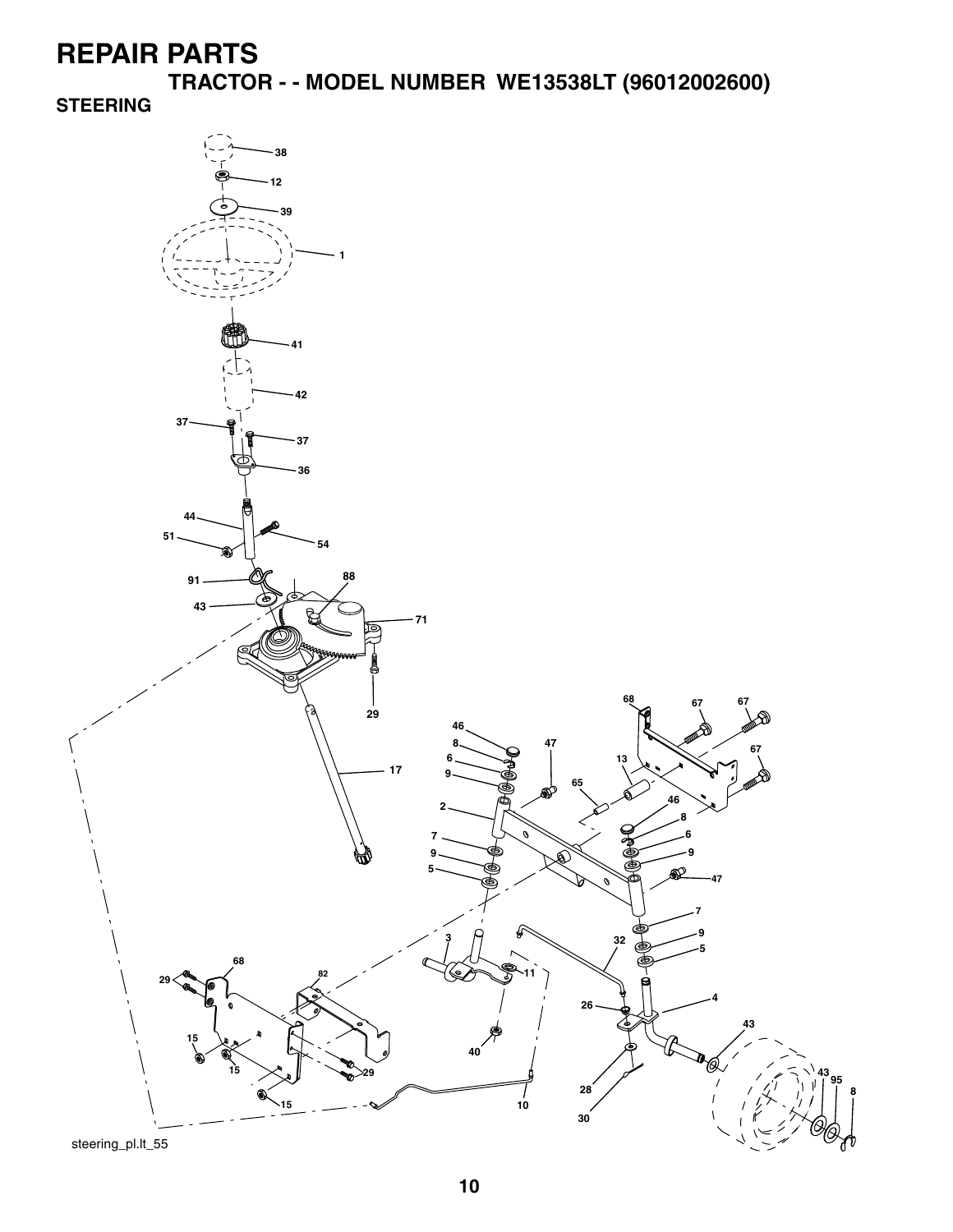# REPAIR PARTS

## TRACTOR - - MODEL NUMBER WE13538LT (96012002600)

### STEERING

steering_pl.lt_55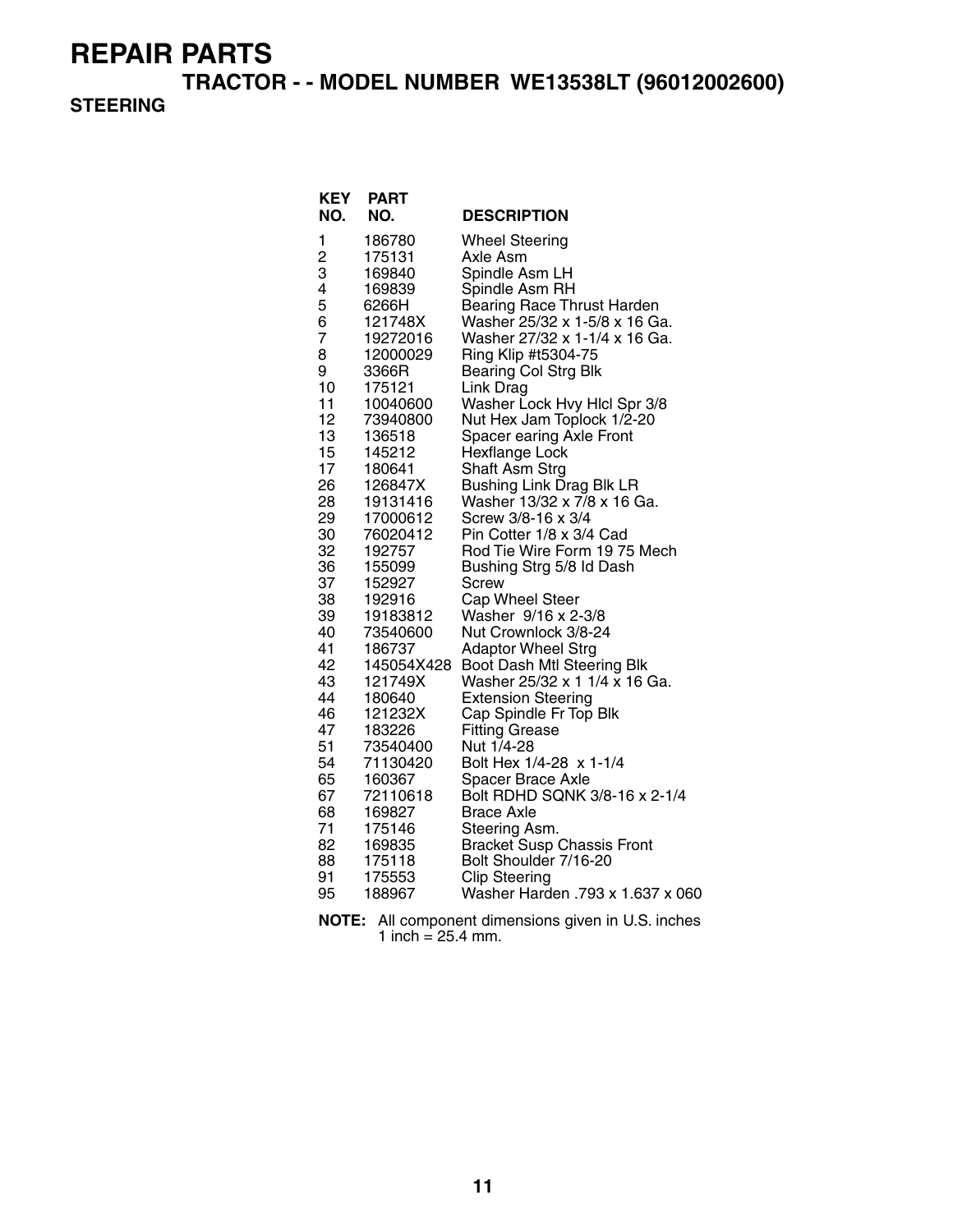# REPAIR PARTS

## TRACTOR - - MODEL NUMBER WE13538LT (96012002600)

### STEERING

| KEY NO. | PART NO. | DESCRIPTION |
|---|---|---|
| 1 | 186780 | Wheel Steering |
| 2 | 175131 | Axle Asm |
| 3 | 169840 | Spindle Asm LH |
| 4 | 169839 | Spindle Asm RH |
| 5 | 6266H | Bearing Race Thrust Harden |
| 6 | 121748X | Washer 25/32 x 1-5/8 x 16 Ga. |
| 7 | 19272016 | Washer 27/32 x 1-1/4 x 16 Ga. |
| 8 | 12000029 | Ring Klip #t5304-75 |
| 9 | 3366R | Bearing Col Strg Blk |
| 10 | 175121 | Link Drag |
| 11 | 10040600 | Washer Lock Hvy Hlcl Spr 3/8 |
| 12 | 73940800 | Nut Hex Jam Toplock 1/2-20 |
| 13 | 136518 | Spacer earing Axle Front |
| 15 | 145212 | Hexflange Lock |
| 17 | 180641 | Shaft Asm Strg |
| 26 | 126847X | Bushing Link Drag Blk LR |
| 28 | 19131416 | Washer 13/32 x 7/8 x 16 Ga. |
| 29 | 17000612 | Screw 3/8-16 x 3/4 |
| 30 | 76020412 | Pin Cotter 1/8 x 3/4 Cad |
| 32 | 192757 | Rod Tie Wire Form 19 75 Mech |
| 36 | 155099 | Bushing Strg 5/8 Id Dash |
| 37 | 152927 | Screw |
| 38 | 192916 | Cap Wheel Steer |
| 39 | 19183812 | Washer 9/16 x 2-3/8 |
| 40 | 73540600 | Nut Crownlock 3/8-24 |
| 41 | 186737 | Adaptor Wheel Strg |
| 42 | 145054X428 | Boot Dash Mtl Steering Blk |
| 43 | 121749X | Washer 25/32 x 1 1/4 x 16 Ga. |
| 44 | 180640 | Extension Steering |
| 46 | 121232X | Cap Spindle Fr Top Blk |
| 47 | 183226 | Fitting Grease |
| 51 | 73540400 | Nut 1/4-28 |
| 54 | 71130420 | Bolt Hex 1/4-28 x 1-1/4 |
| 65 | 160367 | Spacer Brace Axle |
| 67 | 72110618 | Bolt RDHD SQNK 3/8-16 x 2-1/4 |
| 68 | 169827 | Brace Axle |
| 71 | 175146 | Steering Asm. |
| 82 | 169835 | Bracket Susp Chassis Front |
| 88 | 175118 | Bolt Shoulder 7/16-20 |
| 91 | 175553 | Clip Steering |
| 95 | 188967 | Washer Harden .793 x 1.637 x 060 |

**NOTE:** All component dimensions given in U.S. inches
1 inch = 25.4 mm.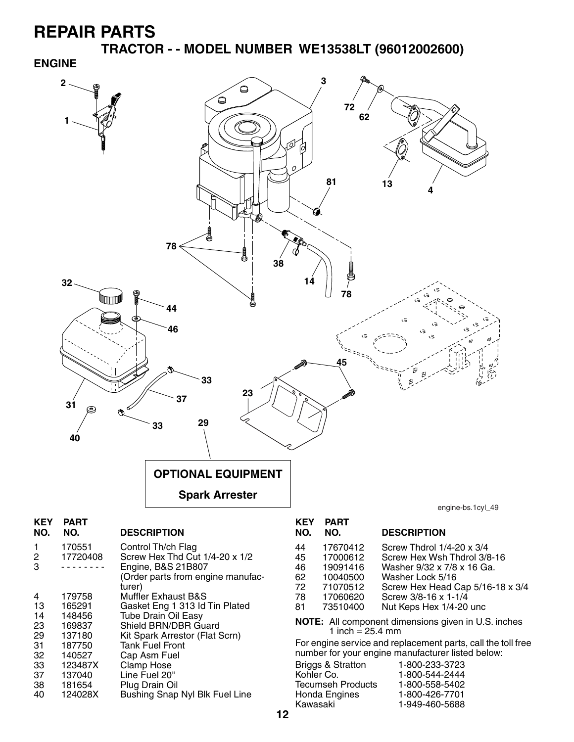# REPAIR PARTS

## TRACTOR - - MODEL NUMBER WE13538LT (96012002600)

### ENGINE

OPTIONAL EQUIPMENT

Spark Arrester

engine-bs.1cyl_49

| KEY NO. | PART NO. | DESCRIPTION |
|---|---|---|
| 1 | 170551 | Control Th/ch Flag |
| 2 | 17720408 | Screw Hex Thd Cut 1/4-20 x 1/2 |
| 3 | - - - - - - - - | Engine, B&S 21B807 (Order parts from engine manufacturer) |
| 4 | 179758 | Muffler Exhaust B&S |
| 13 | 165291 | Gasket Eng 1 313 Id Tin Plated |
| 14 | 148456 | Tube Drain Oil Easy |
| 23 | 169837 | Shield BRN/DBR Guard |
| 29 | 137180 | Kit Spark Arrestor (Flat Scrn) |
| 31 | 187750 | Tank Fuel Front |
| 32 | 140527 | Cap Asm Fuel |
| 33 | 123487X | Clamp Hose |
| 37 | 137040 | Line Fuel 20" |
| 38 | 181654 | Plug Drain Oil |
| 40 | 124028X | Bushing Snap Nyl Blk Fuel Line |
| 44 | 17670412 | Screw Thdrol 1/4-20 x 3/4 |
| 45 | 17000612 | Screw Hex Wsh Thdrol 3/8-16 |
| 46 | 19091416 | Washer 9/32 x 7/8 x 16 Ga. |
| 62 | 10040500 | Washer Lock 5/16 |
| 72 | 71070512 | Screw Hex Head Cap 5/16-18 x 3/4 |
| 78 | 17060620 | Screw 3/8-16 x 1-1/4 |
| 81 | 73510400 | Nut Keps Hex 1/4-20 unc |

**NOTE:** All component dimensions given in U.S. inches
1 inch = 25.4 mm

For engine service and replacement parts, call the toll free number for your engine manufacturer listed below:

| | |
|---|---|
| Briggs & Stratton | 1-800-233-3723 |
| Kohler Co. | 1-800-544-2444 |
| Tecumseh Products | 1-800-558-5402 |
| Honda Engines | 1-800-426-7701 |
| Kawasaki | 1-949-460-5688 |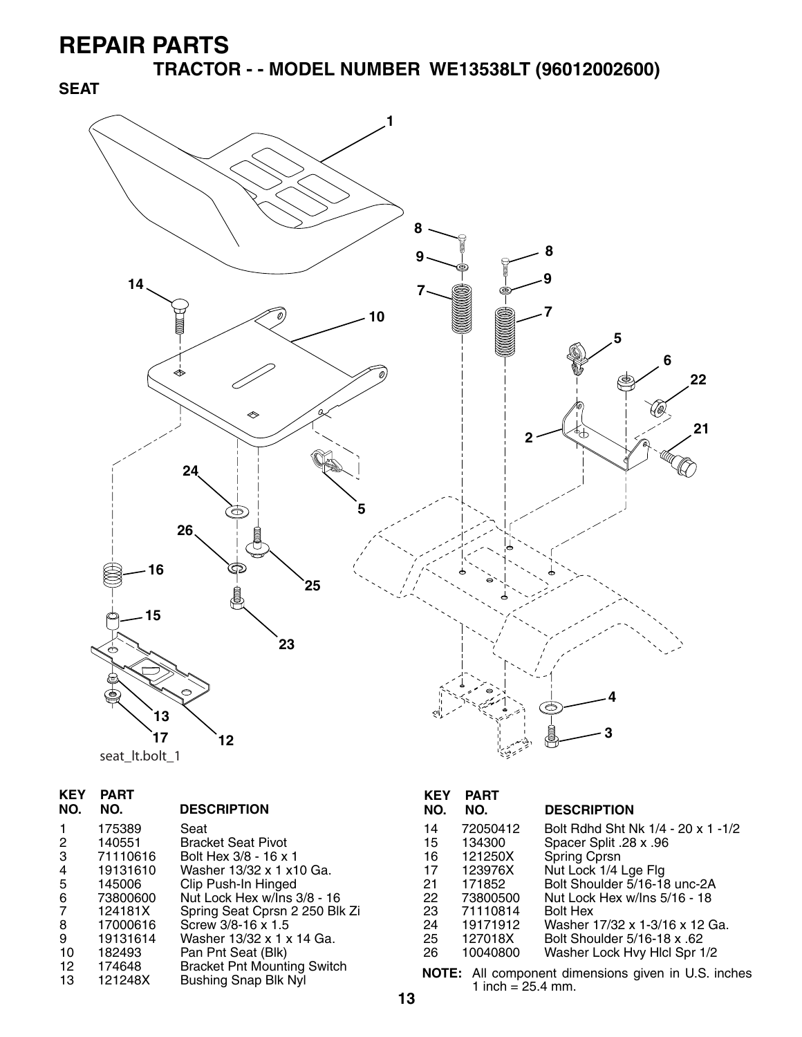# REPAIR PARTS

## TRACTOR - - MODEL NUMBER WE13538LT (96012002600)

### SEAT

seat_lt.bolt_1

| KEY NO. | PART NO. | DESCRIPTION |
|---|---|---|
| 1 | 175389 | Seat |
| 2 | 140551 | Bracket Seat Pivot |
| 3 | 71110616 | Bolt Hex 3/8 - 16 x 1 |
| 4 | 19131610 | Washer 13/32 x 1 x10 Ga. |
| 5 | 145006 | Clip Push-In Hinged |
| 6 | 73800600 | Nut Lock Hex w/Ins 3/8 - 16 |
| 7 | 124181X | Spring Seat Cprsn 2 250 Blk Zi |
| 8 | 17000616 | Screw 3/8-16 x 1.5 |
| 9 | 19131614 | Washer 13/32 x 1 x 14 Ga. |
| 10 | 182493 | Pan Pnt Seat (Blk) |
| 12 | 174648 | Bracket Pnt Mounting Switch |
| 13 | 121248X | Bushing Snap Blk Nyl |
| 14 | 72050412 | Bolt Rdhd Sht Nk 1/4 - 20 x 1 -1/2 |
| 15 | 134300 | Spacer Split .28 x .96 |
| 16 | 121250X | Spring Cprsn |
| 17 | 123976X | Nut Lock 1/4 Lge Flg |
| 21 | 171852 | Bolt Shoulder 5/16-18 unc-2A |
| 22 | 73800500 | Nut Lock Hex w/Ins 5/16 - 18 |
| 23 | 71110814 | Bolt Hex |
| 24 | 19171912 | Washer 17/32 x 1-3/16 x 12 Ga. |
| 25 | 127018X | Bolt Shoulder 5/16-18 x .62 |
| 26 | 10040800 | Washer Lock Hvy Hlcl Spr 1/2 |

**NOTE:** All component dimensions given in U.S. inches 1 inch = 25.4 mm.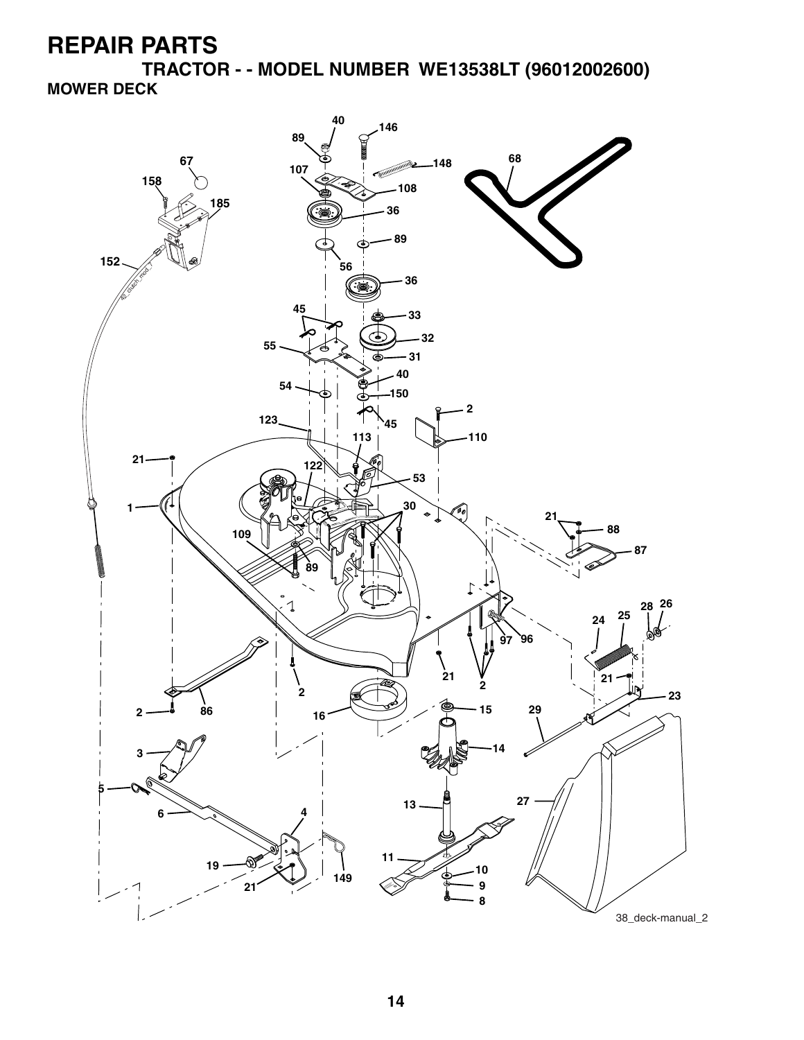# REPAIR PARTS

## TRACTOR - - MODEL NUMBER WE13538LT (96012002600)

### MOWER DECK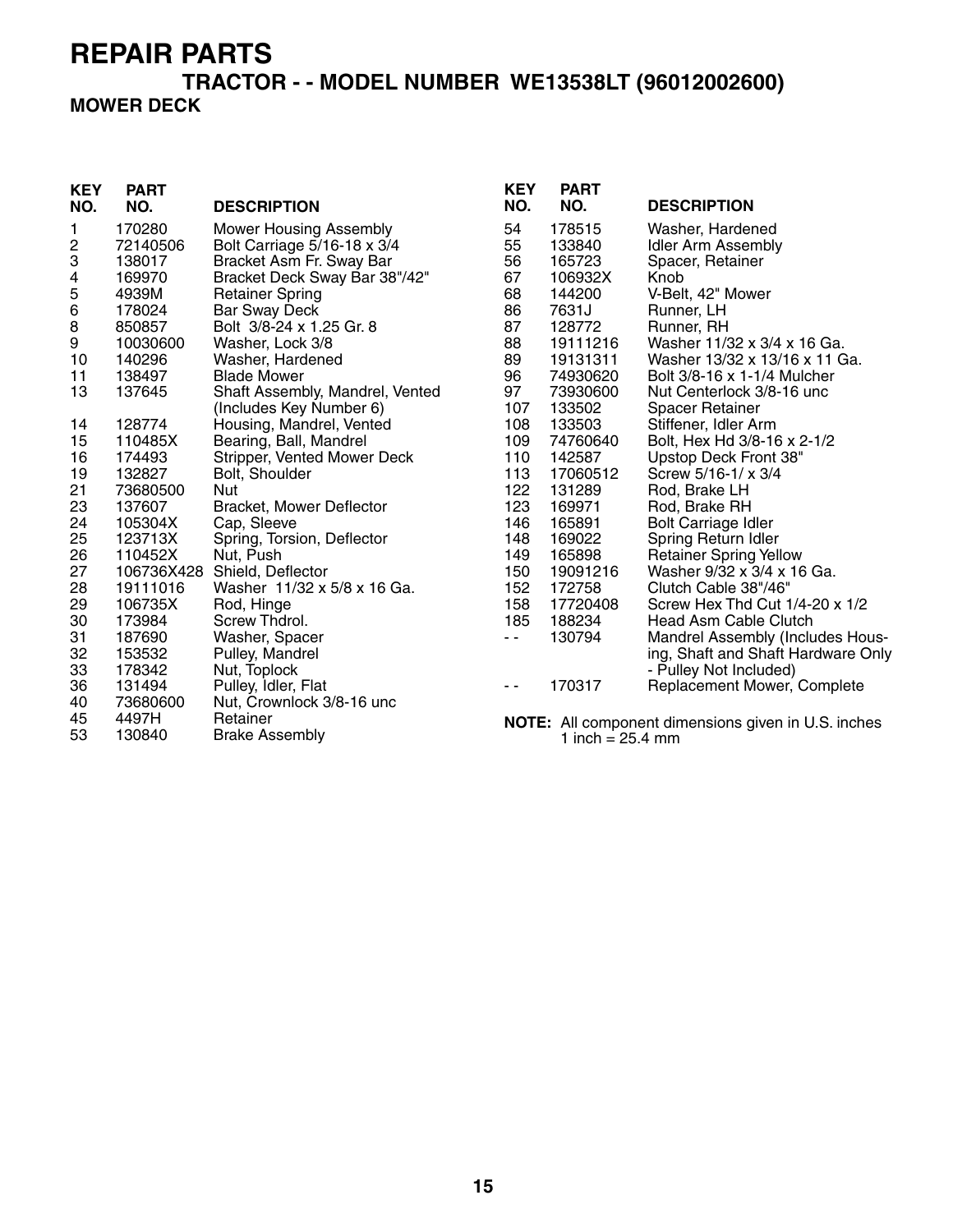# REPAIR PARTS

## TRACTOR - - MODEL NUMBER WE13538LT (96012002600)

### MOWER DECK

| KEY NO. | PART NO. | DESCRIPTION |
|---|---|---|
| 1 | 170280 | Mower Housing Assembly |
| 2 | 72140506 | Bolt Carriage 5/16-18 x 3/4 |
| 3 | 138017 | Bracket Asm Fr. Sway Bar |
| 4 | 169970 | Bracket Deck Sway Bar 38"/42" |
| 5 | 4939M | Retainer Spring |
| 6 | 178024 | Bar Sway Deck |
| 8 | 850857 | Bolt 3/8-24 x 1.25 Gr. 8 |
| 9 | 10030600 | Washer, Lock 3/8 |
| 10 | 140296 | Washer, Hardened |
| 11 | 138497 | Blade Mower |
| 13 | 137645 | Shaft Assembly, Mandrel, Vented (Includes Key Number 6) |
| 14 | 128774 | Housing, Mandrel, Vented |
| 15 | 110485X | Bearing, Ball, Mandrel |
| 16 | 174493 | Stripper, Vented Mower Deck |
| 19 | 132827 | Bolt, Shoulder |
| 21 | 73680500 | Nut |
| 23 | 137607 | Bracket, Mower Deflector |
| 24 | 105304X | Cap, Sleeve |
| 25 | 123713X | Spring, Torsion, Deflector |
| 26 | 110452X | Nut, Push |
| 27 | 106736X428 | Shield, Deflector |
| 28 | 19111016 | Washer 11/32 x 5/8 x 16 Ga. |
| 29 | 106735X | Rod, Hinge |
| 30 | 173984 | Screw Thdrol. |
| 31 | 187690 | Washer, Spacer |
| 32 | 153532 | Pulley, Mandrel |
| 33 | 178342 | Nut, Toplock |
| 36 | 131494 | Pulley, Idler, Flat |
| 40 | 73680600 | Nut, Crownlock 3/8-16 unc |
| 45 | 4497H | Retainer |
| 53 | 130840 | Brake Assembly |
| 54 | 178515 | Washer, Hardened |
| 55 | 133840 | Idler Arm Assembly |
| 56 | 165723 | Spacer, Retainer |
| 67 | 106932X | Knob |
| 68 | 144200 | V-Belt, 42" Mower |
| 86 | 7631J | Runner, LH |
| 87 | 128772 | Runner, RH |
| 88 | 19111216 | Washer 11/32 x 3/4 x 16 Ga. |
| 89 | 19131311 | Washer 13/32 x 13/16 x 11 Ga. |
| 96 | 74930620 | Bolt 3/8-16 x 1-1/4 Mulcher |
| 97 | 73930600 | Nut Centerlock 3/8-16 unc |
| 107 | 133502 | Spacer Retainer |
| 108 | 133503 | Stiffener, Idler Arm |
| 109 | 74760640 | Bolt, Hex Hd 3/8-16 x 2-1/2 |
| 110 | 142587 | Upstop Deck Front 38" |
| 113 | 17060512 | Screw 5/16-1/ x 3/4 |
| 122 | 131289 | Rod, Brake LH |
| 123 | 169971 | Rod, Brake RH |
| 146 | 165891 | Bolt Carriage Idler |
| 148 | 169022 | Spring Return Idler |
| 149 | 165898 | Retainer Spring Yellow |
| 150 | 19091216 | Washer 9/32 x 3/4 x 16 Ga. |
| 152 | 172758 | Clutch Cable 38"/46" |
| 158 | 17720408 | Screw Hex Thd Cut 1/4-20 x 1/2 |
| 185 | 188234 | Head Asm Cable Clutch |
| - - | 130794 | Mandrel Assembly (Includes Housing, Shaft and Shaft Hardware Only - Pulley Not Included) |
| - - | 170317 | Replacement Mower, Complete |

**NOTE:** All component dimensions given in U.S. inches
1 inch = 25.4 mm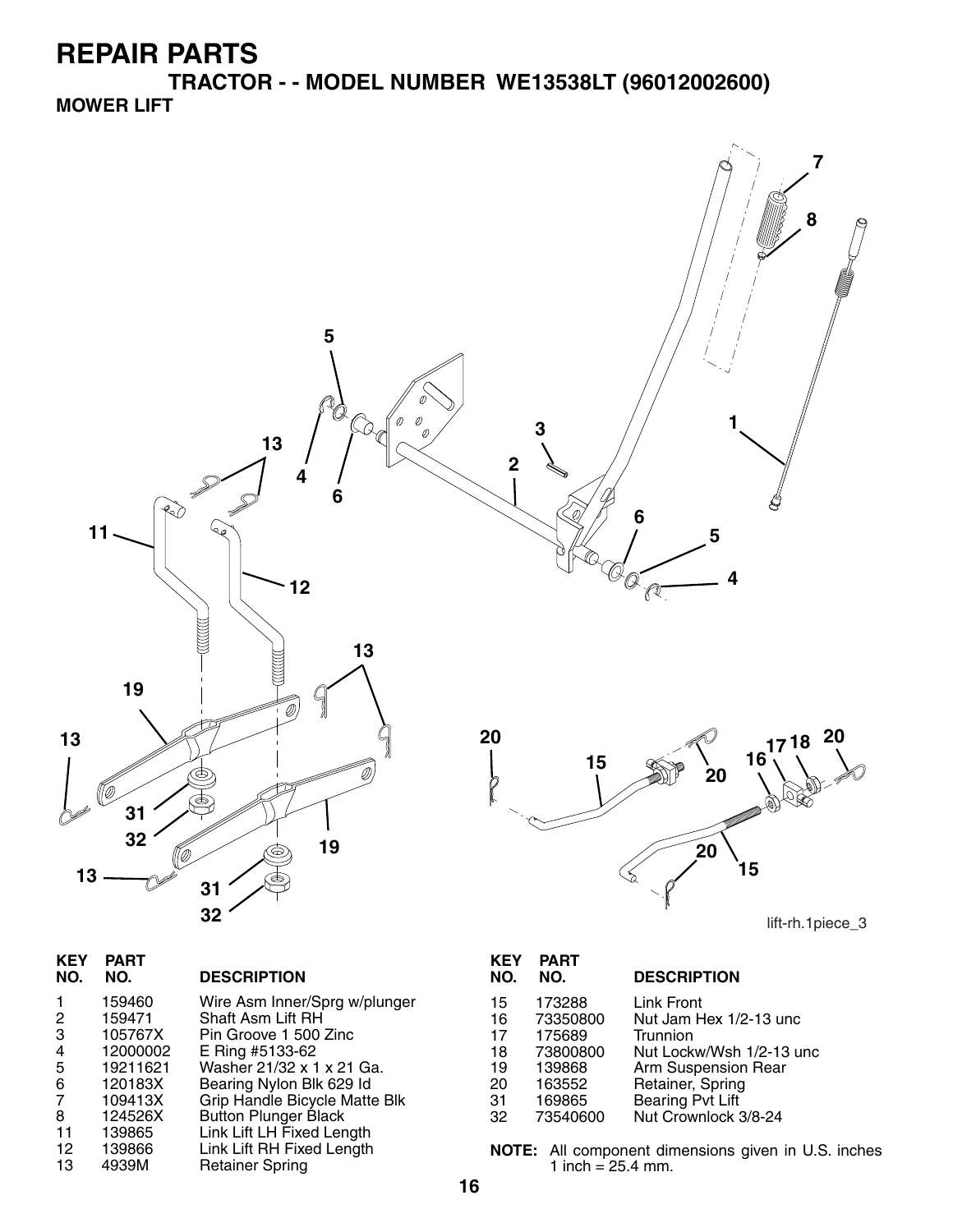# REPAIR PARTS

## TRACTOR - - MODEL NUMBER WE13538LT (96012002600)

### MOWER LIFT

lift-rh.1piece_3

| KEY NO. | PART NO. | DESCRIPTION |
|---|---|---|
| 1 | 159460 | Wire Asm Inner/Sprg w/plunger |
| 2 | 159471 | Shaft Asm Lift RH |
| 3 | 105767X | Pin Groove 1 500 Zinc |
| 4 | 12000002 | E Ring #5133-62 |
| 5 | 19211621 | Washer 21/32 x 1 x 21 Ga. |
| 6 | 120183X | Bearing Nylon Blk 629 Id |
| 7 | 109413X | Grip Handle Bicycle Matte Blk |
| 8 | 124526X | Button Plunger Black |
| 11 | 139865 | Link Lift LH Fixed Length |
| 12 | 139866 | Link Lift RH Fixed Length |
| 13 | 4939M | Retainer Spring |
| 15 | 173288 | Link Front |
| 16 | 73350800 | Nut Jam Hex 1/2-13 unc |
| 17 | 175689 | Trunnion |
| 18 | 73800800 | Nut Lockw/Wsh 1/2-13 unc |
| 19 | 139868 | Arm Suspension Rear |
| 20 | 163552 | Retainer, Spring |
| 31 | 169865 | Bearing Pvt Lift |
| 32 | 73540600 | Nut Crownlock 3/8-24 |

**NOTE:** All component dimensions given in U.S. inches 1 inch = 25.4 mm.